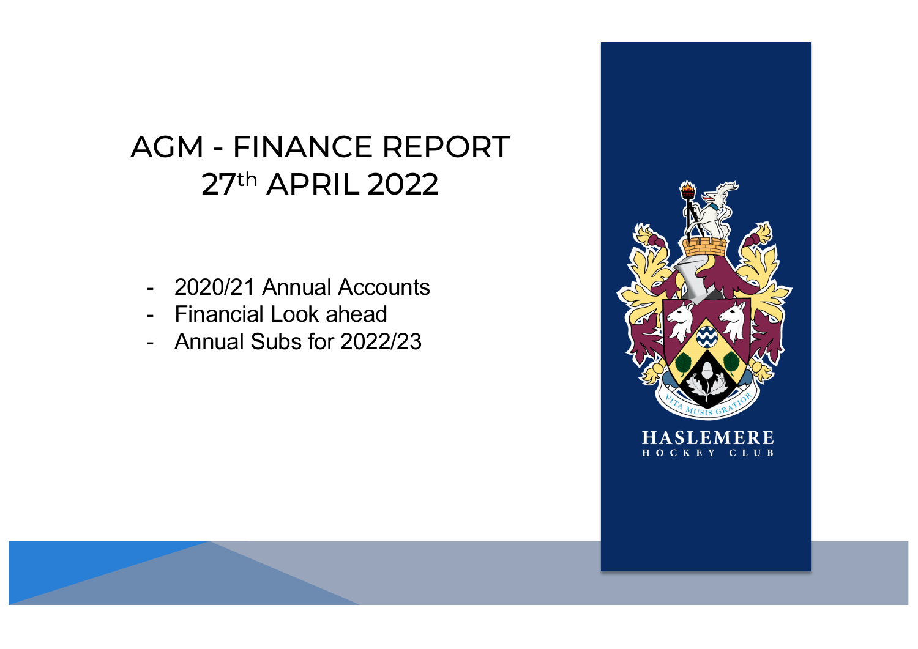# AGM - FINANCE REPORT 27th APRIL 2022

- 2020/21 Annual Accounts
- Financial Look ahead
- Annual Subs for 2022/23

HASLEMERE HOCKEY CLUB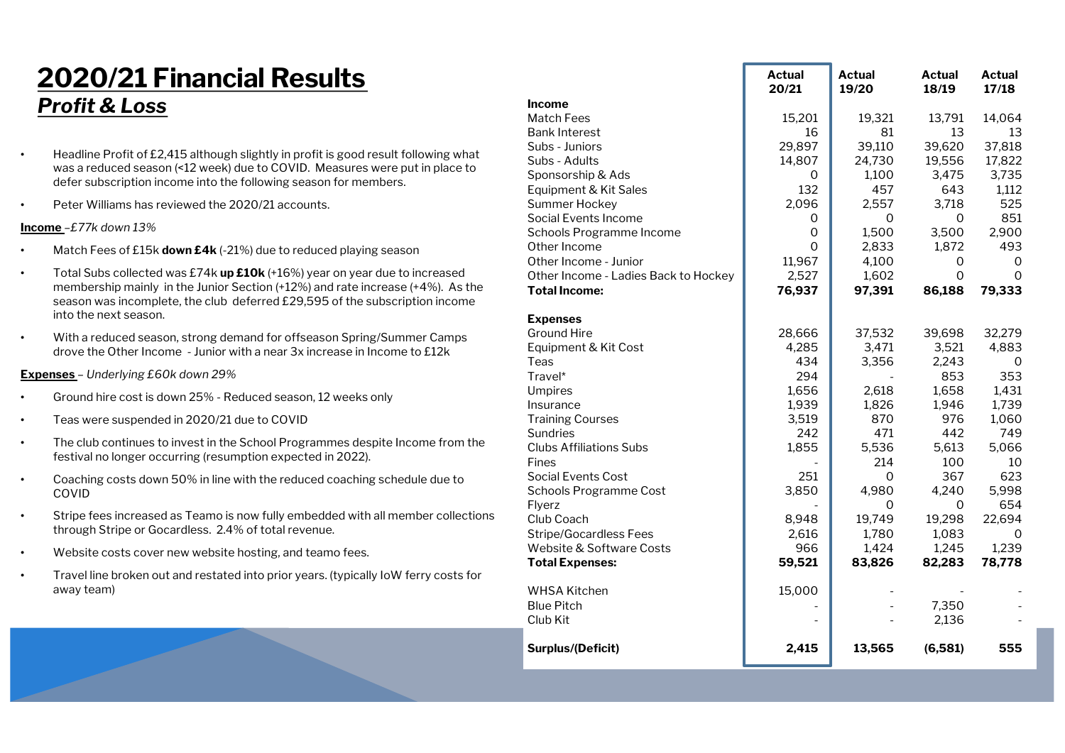# 2020/21 Financial Results

## *Profit & Loss*

- Headline Profit of £2,415 although slightly in profit is good result following what was a reduced season (<12 week) due to COVID. Measures were put in place to defer subscription income into the following season for members.
- Peter Williams has reviewed the 2020/21 accounts.

**Income** *–£77k down 13%*

- Match Fees of £15k **down £4k** (-21%) due to reduced playing season
- Total Subs collected was £74k **up £10k** (+16%) year on year due to increased membership mainly in the Junior Section (+12%) and rate increase (+4%). As the season was incomplete, the club deferred £29,595 of the subscription income into the next season.
- With a reduced season, strong demand for offseason Spring/Summer Camps drove the Other Income - Junior with a near 3x increase in Income to £12k

**Expenses** *– Underlying £60k down 29%*

- Ground hire cost is down 25% - Reduced season, 12 weeks only
- Teas were suspended in 2020/21 due to COVID
- The club continues to invest in the School Programmes despite Income from the festival no longer occurring (resumption expected in 2022).
- Coaching costs down 50% in line with the reduced coaching schedule due to COVID
- Stripe fees increased as Teamo is now fully embedded with all member collections through Stripe or Gocardless. 2.4% of total revenue.
- Website costs cover new website hosting, and teamo fees.
- Travel line broken out and restated into prior years. (typically IoW ferry costs for away team)

| | Actual 20/21 | Actual 19/20 | Actual 18/19 | Actual 17/18 |
|---|---|---|---|---|
| **Income** | | | | |
| Match Fees | 15,201 | 19,321 | 13,791 | 14,064 |
| Bank Interest | 16 | 81 | 13 | 13 |
| Subs - Juniors | 29,897 | 39,110 | 39,620 | 37,818 |
| Subs - Adults | 14,807 | 24,730 | 19,556 | 17,822 |
| Sponsorship & Ads | 0 | 1,100 | 3,475 | 3,735 |
| Equipment & Kit Sales | 132 | 457 | 643 | 1,112 |
| Summer Hockey | 2,096 | 2,557 | 3,718 | 525 |
| Social Events Income | 0 | 0 | 0 | 851 |
| Schools Programme Income | 0 | 1,500 | 3,500 | 2,900 |
| Other Income | 0 | 2,833 | 1,872 | 493 |
| Other Income - Junior | 11,967 | 4,100 | 0 | 0 |
| Other Income - Ladies Back to Hockey | 2,527 | 1,602 | 0 | 0 |
| **Total Income:** | **76,937** | **97,391** | **86,188** | **79,333** |
| **Expenses** | | | | |
| Ground Hire | 28,666 | 37,532 | 39,698 | 32,279 |
| Equipment & Kit Cost | 4,285 | 3,471 | 3,521 | 4,883 |
| Teas | 434 | 3,356 | 2,243 | 0 |
| Travel* | 294 | - | 853 | 353 |
| Umpires | 1,656 | 2,618 | 1,658 | 1,431 |
| Insurance | 1,939 | 1,826 | 1,946 | 1,739 |
| Training Courses | 3,519 | 870 | 976 | 1,060 |
| Sundries | 242 | 471 | 442 | 749 |
| Clubs Affiliations Subs | 1,855 | 5,536 | 5,613 | 5,066 |
| Fines | - | 214 | 100 | 10 |
| Social Events Cost | 251 | 0 | 367 | 623 |
| Schools Programme Cost | 3,850 | 4,980 | 4,240 | 5,998 |
| Flyerz | - | 0 | 0 | 654 |
| Club Coach | 8,948 | 19,749 | 19,298 | 22,694 |
| Stripe/Gocardless Fees | 2,616 | 1,780 | 1,083 | 0 |
| Website & Software Costs | 966 | 1,424 | 1,245 | 1,239 |
| **Total Expenses:** | **59,521** | **83,826** | **82,283** | **78,778** |
| WHSA Kitchen | 15,000 | - | - | - |
| Blue Pitch | - | - | 7,350 | - |
| Club Kit | - | - | 2,136 | - |
| **Surplus/(Deficit)** | **2,415** | **13,565** | **(6,581)** | **555** |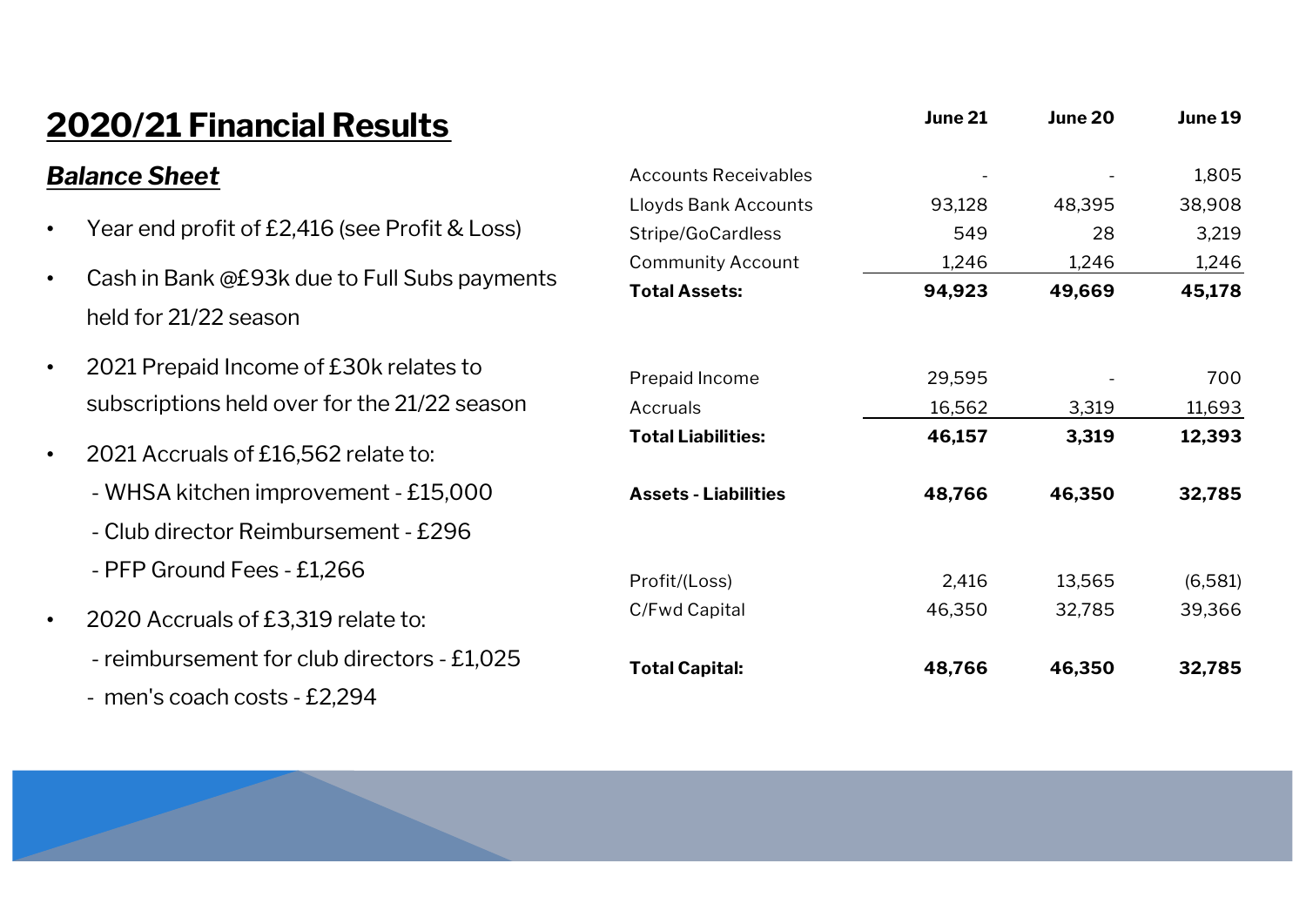# 2020/21 Financial Results

## *Balance Sheet*

- Year end profit of £2,416 (see Profit & Loss)
- Cash in Bank @£93k due to Full Subs payments held for 21/22 season
- 2021 Prepaid Income of £30k relates to subscriptions held over for the 21/22 season
- 2021 Accruals of £16,562 relate to:
  - WHSA kitchen improvement - £15,000
  - Club director Reimbursement - £296
  - PFP Ground Fees - £1,266
- 2020 Accruals of £3,319 relate to:
  - reimbursement for club directors - £1,025
  - men's coach costs - £2,294

| | June 21 | June 20 | June 19 |
|---|---|---|---|
| Accounts Receivables | - | - | 1,805 |
| Lloyds Bank Accounts | 93,128 | 48,395 | 38,908 |
| Stripe/GoCardless | 549 | 28 | 3,219 |
| Community Account | 1,246 | 1,246 | 1,246 |
| **Total Assets:** | **94,923** | **49,669** | **45,178** |
| | | | |
| Prepaid Income | 29,595 | - | 700 |
| Accruals | 16,562 | 3,319 | 11,693 |
| **Total Liabilities:** | **46,157** | **3,319** | **12,393** |
| | | | |
| **Assets - Liabilities** | **48,766** | **46,350** | **32,785** |
| | | | |
| Profit/(Loss) | 2,416 | 13,565 | (6,581) |
| C/Fwd Capital | 46,350 | 32,785 | 39,366 |
| | | | |
| **Total Capital:** | **48,766** | **46,350** | **32,785** |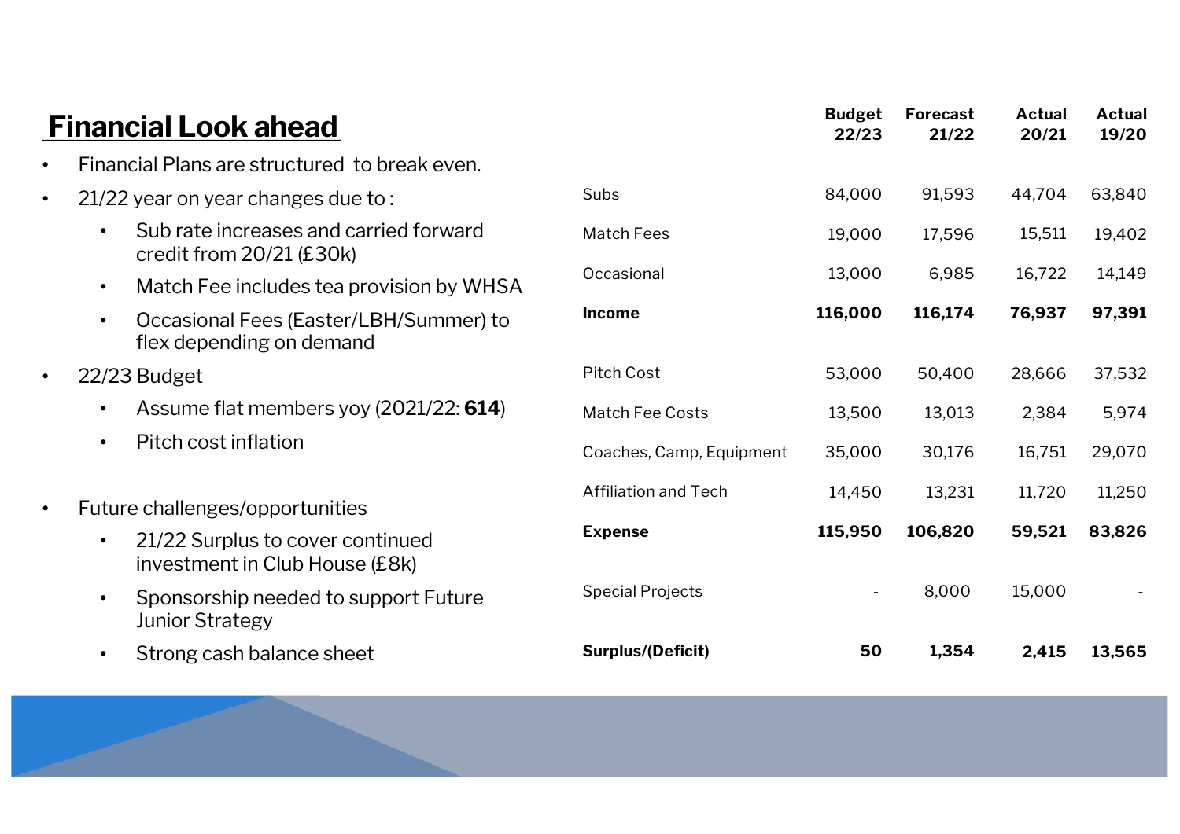# Financial Look ahead

- Financial Plans are structured to break even.
- 21/22 year on year changes due to :
  - Sub rate increases and carried forward credit from 20/21 (£30k)
  - Match Fee includes tea provision by WHSA
  - Occasional Fees (Easter/LBH/Summer) to flex depending on demand
- 22/23 Budget
  - Assume flat members yoy (2021/22: **614**)
  - Pitch cost inflation
- Future challenges/opportunities
  - 21/22 Surplus to cover continued investment in Club House (£8k)
  - Sponsorship needed to support Future Junior Strategy
  - Strong cash balance sheet

| | Budget 22/23 | Forecast 21/22 | Actual 20/21 | Actual 19/20 |
|---|---|---|---|---|
| Subs | 84,000 | 91,593 | 44,704 | 63,840 |
| Match Fees | 19,000 | 17,596 | 15,511 | 19,402 |
| Occasional | 13,000 | 6,985 | 16,722 | 14,149 |
| **Income** | **116,000** | **116,174** | **76,937** | **97,391** |
| Pitch Cost | 53,000 | 50,400 | 28,666 | 37,532 |
| Match Fee Costs | 13,500 | 13,013 | 2,384 | 5,974 |
| Coaches, Camp, Equipment | 35,000 | 30,176 | 16,751 | 29,070 |
| Affiliation and Tech | 14,450 | 13,231 | 11,720 | 11,250 |
| **Expense** | **115,950** | **106,820** | **59,521** | **83,826** |
| Special Projects | - | 8,000 | 15,000 | - |
| **Surplus/(Deficit)** | **50** | **1,354** | **2,415** | **13,565** |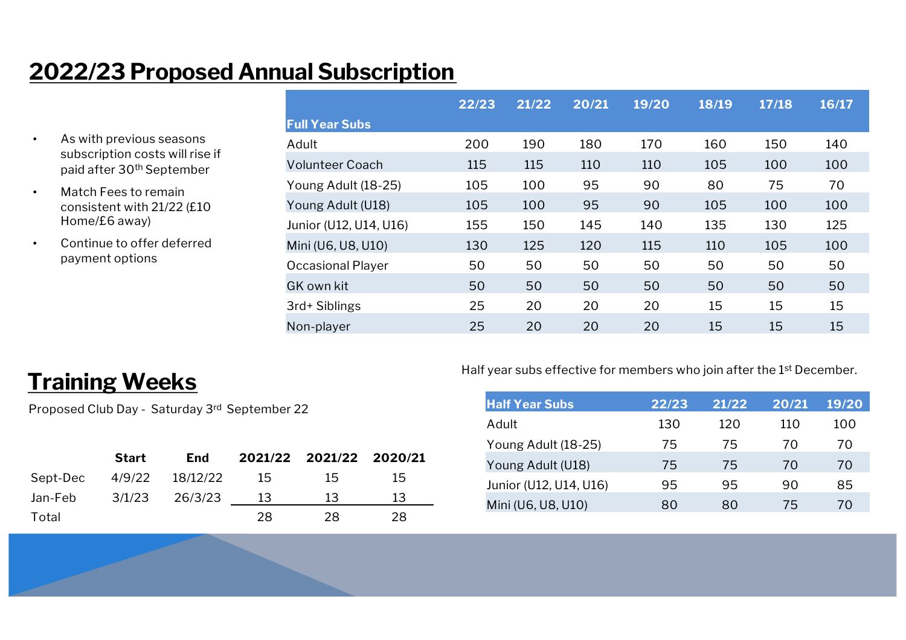# 2022/23 Proposed Annual Subscription

- As with previous seasons subscription costs will rise if paid after 30th September
- Match Fees to remain consistent with 21/22 (£10 Home/£6 away)
- Continue to offer deferred payment options

| Full Year Subs | 22/23 | 21/22 | 20/21 | 19/20 | 18/19 | 17/18 | 16/17 |
|---|---|---|---|---|---|---|---|
| Adult | 200 | 190 | 180 | 170 | 160 | 150 | 140 |
| Volunteer Coach | 115 | 115 | 110 | 110 | 105 | 100 | 100 |
| Young Adult (18-25) | 105 | 100 | 95 | 90 | 80 | 75 | 70 |
| Young Adult (U18) | 105 | 100 | 95 | 90 | 105 | 100 | 100 |
| Junior (U12, U14, U16) | 155 | 150 | 145 | 140 | 135 | 130 | 125 |
| Mini (U6, U8, U10) | 130 | 125 | 120 | 115 | 110 | 105 | 100 |
| Occasional Player | 50 | 50 | 50 | 50 | 50 | 50 | 50 |
| GK own kit | 50 | 50 | 50 | 50 | 50 | 50 | 50 |
| 3rd+ Siblings | 25 | 20 | 20 | 20 | 15 | 15 | 15 |
| Non-player | 25 | 20 | 20 | 20 | 15 | 15 | 15 |

# Training Weeks

Proposed Club Day - Saturday 3rd September 22

| | Start | End | 2021/22 | 2021/22 | 2020/21 |
|---|---|---|---|---|---|
| Sept-Dec | 4/9/22 | 18/12/22 | 15 | 15 | 15 |
| Jan-Feb | 3/1/23 | 26/3/23 | 13 | 13 | 13 |
| Total | | | 28 | 28 | 28 |

Half year subs effective for members who join after the 1st December.

| Half Year Subs | 22/23 | 21/22 | 20/21 | 19/20 |
|---|---|---|---|---|
| Adult | 130 | 120 | 110 | 100 |
| Young Adult (18-25) | 75 | 75 | 70 | 70 |
| Young Adult (U18) | 75 | 75 | 70 | 70 |
| Junior (U12, U14, U16) | 95 | 95 | 90 | 85 |
| Mini (U6, U8, U10) | 80 | 80 | 75 | 70 |